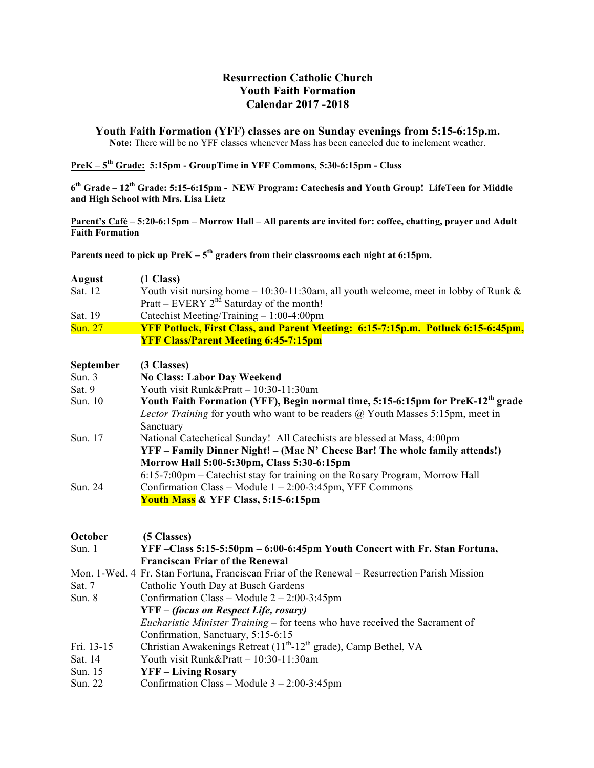# Resurrection Catholic Church
## Youth Faith Formation
## Calendar 2017 -2018

### Youth Faith Formation (YFF) classes are on Sunday evenings from 5:15-6:15p.m.

**Note:** There will be no YFF classes whenever Mass has been canceled due to inclement weather.

**PreK – 5th Grade: 5:15pm - GroupTime in YFF Commons, 5:30-6:15pm - Class**

**6th Grade – 12th Grade: 5:15-6:15pm - NEW Program: Catechesis and Youth Group! LifeTeen for Middle and High School with Mrs. Lisa Lietz**

**Parent's Café – 5:20-6:15pm – Morrow Hall – All parents are invited for: coffee, chatting, prayer and Adult Faith Formation**

**Parents need to pick up PreK – 5th graders from their classrooms each night at 6:15pm.**

| | |
|---|---|
| **August** | **(1 Class)** |
| Sat. 12 | Youth visit nursing home – 10:30-11:30am, all youth welcome, meet in lobby of Runk & Pratt – EVERY 2nd Saturday of the month! |
| Sat. 19 | Catechist Meeting/Training – 1:00-4:00pm |
| Sun. 27 | **YFF Potluck, First Class, and Parent Meeting: 6:15-7:15p.m. Potluck 6:15-6:45pm, YFF Class/Parent Meeting 6:45-7:15pm** |
| **September** | **(3 Classes)** |
| Sun. 3 | **No Class: Labor Day Weekend** |
| Sat. 9 | Youth visit Runk&Pratt – 10:30-11:30am |
| Sun. 10 | **Youth Faith Formation (YFF), Begin normal time, 5:15-6:15pm for PreK-12th grade** <br> *Lector Training* for youth who want to be readers @ Youth Masses 5:15pm, meet in Sanctuary |
| Sun. 17 | National Catechetical Sunday! All Catechists are blessed at Mass, 4:00pm <br> **YFF – Family Dinner Night! – (Mac N' Cheese Bar! The whole family attends!) Morrow Hall 5:00-5:30pm, Class 5:30-6:15pm** <br> 6:15-7:00pm – Catechist stay for training on the Rosary Program, Morrow Hall |
| Sun. 24 | Confirmation Class – Module 1 – 2:00-3:45pm, YFF Commons <br> **Youth Mass & YFF Class, 5:15-6:15pm** |
| **October** | **(5 Classes)** |
| Sun. 1 | **YFF –Class 5:15-5:50pm – 6:00-6:45pm Youth Concert with Fr. Stan Fortuna, Franciscan Friar of the Renewal** |
| Mon. 1-Wed. 4 | Fr. Stan Fortuna, Franciscan Friar of the Renewal – Resurrection Parish Mission |
| Sat. 7 | Catholic Youth Day at Busch Gardens |
| Sun. 8 | Confirmation Class – Module 2 – 2:00-3:45pm <br> **YFF – *(focus on Respect Life, rosary)*** <br> *Eucharistic Minister Training* – for teens who have received the Sacrament of Confirmation, Sanctuary, 5:15-6:15 |
| Fri. 13-15 | Christian Awakenings Retreat (11th-12th grade), Camp Bethel, VA |
| Sat. 14 | Youth visit Runk&Pratt – 10:30-11:30am |
| Sun. 15 | **YFF – Living Rosary** |
| Sun. 22 | Confirmation Class – Module 3 – 2:00-3:45pm |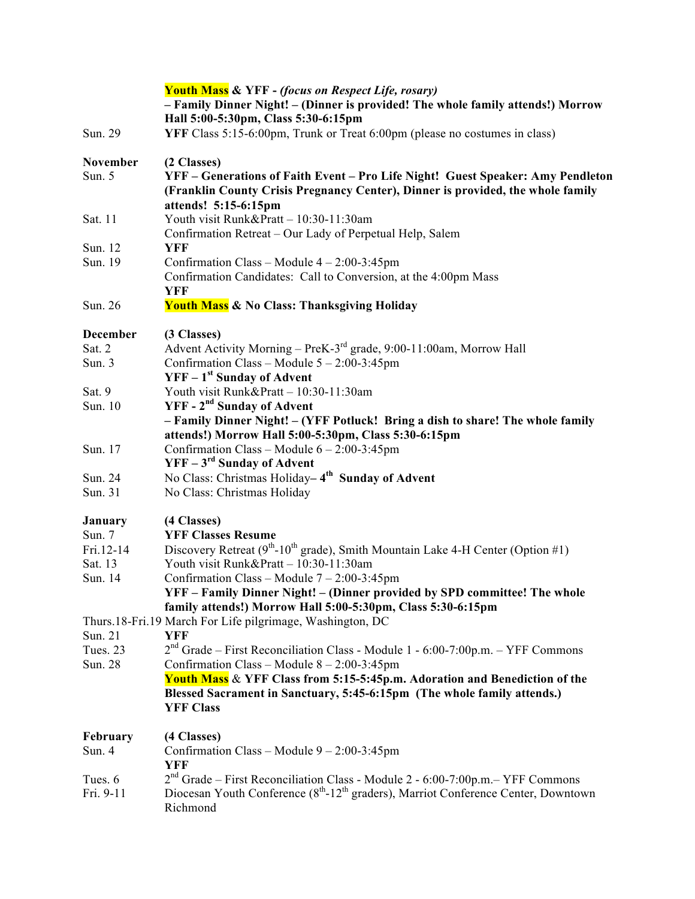| | |
|---|---|
| | **Youth Mass & YFF - *(focus on Respect Life, rosary)*** |
| | **– Family Dinner Night! – (Dinner is provided! The whole family attends!) Morrow Hall 5:00-5:30pm, Class 5:30-6:15pm** |
| Sun. 29 | **YFF** Class 5:15-6:00pm, Trunk or Treat 6:00pm (please no costumes in class) |
| **November** | **(2 Classes)** |
| Sun. 5 | **YFF – Generations of Faith Event – Pro Life Night! Guest Speaker: Amy Pendleton (Franklin County Crisis Pregnancy Center), Dinner is provided, the whole family attends! 5:15-6:15pm** |
| Sat. 11 | Youth visit Runk&Pratt – 10:30-11:30am |
| | Confirmation Retreat – Our Lady of Perpetual Help, Salem |
| Sun. 12 | **YFF** |
| Sun. 19 | Confirmation Class – Module 4 – 2:00-3:45pm |
| | Confirmation Candidates: Call to Conversion, at the 4:00pm Mass |
| | **YFF** |
| Sun. 26 | **Youth Mass & No Class: Thanksgiving Holiday** |
| **December** | **(3 Classes)** |
| Sat. 2 | Advent Activity Morning – PreK-3rd grade, 9:00-11:00am, Morrow Hall |
| Sun. 3 | Confirmation Class – Module 5 – 2:00-3:45pm |
| | **YFF – 1st Sunday of Advent** |
| Sat. 9 | Youth visit Runk&Pratt – 10:30-11:30am |
| Sun. 10 | **YFF - 2nd Sunday of Advent** |
| | **– Family Dinner Night! – (YFF Potluck! Bring a dish to share! The whole family attends!) Morrow Hall 5:00-5:30pm, Class 5:30-6:15pm** |
| Sun. 17 | Confirmation Class – Module 6 – 2:00-3:45pm |
| | **YFF – 3rd Sunday of Advent** |
| Sun. 24 | No Class: Christmas Holiday– **4th Sunday of Advent** |
| Sun. 31 | No Class: Christmas Holiday |
| **January** | **(4 Classes)** |
| Sun. 7 | **YFF Classes Resume** |
| Fri.12-14 | Discovery Retreat (9th-10th grade), Smith Mountain Lake 4-H Center (Option #1) |
| Sat. 13 | Youth visit Runk&Pratt – 10:30-11:30am |
| Sun. 14 | Confirmation Class – Module 7 – 2:00-3:45pm |
| | **YFF – Family Dinner Night! – (Dinner provided by SPD committee! The whole family attends!) Morrow Hall 5:00-5:30pm, Class 5:30-6:15pm** |
| Thurs.18-Fri.19 | March For Life pilgrimage, Washington, DC |
| Sun. 21 | **YFF** |
| Tues. 23 | 2nd Grade – First Reconciliation Class - Module 1 - 6:00-7:00p.m. – YFF Commons |
| Sun. 28 | Confirmation Class – Module 8 – 2:00-3:45pm |
| | **Youth Mass & YFF Class from 5:15-5:45p.m. Adoration and Benediction of the Blessed Sacrament in Sanctuary, 5:45-6:15pm (The whole family attends.)** |
| | **YFF Class** |
| **February** | **(4 Classes)** |
| Sun. 4 | Confirmation Class – Module 9 – 2:00-3:45pm |
| | **YFF** |
| Tues. 6 | 2nd Grade – First Reconciliation Class - Module 2 - 6:00-7:00p.m.– YFF Commons |
| Fri. 9-11 | Diocesan Youth Conference (8th-12th graders), Marriot Conference Center, Downtown Richmond |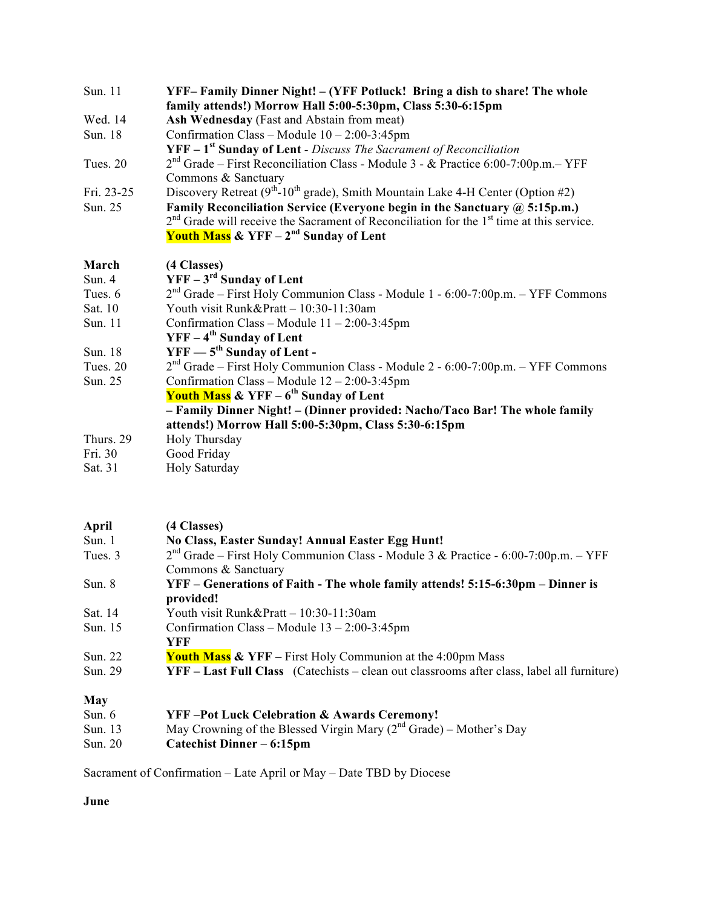| | |
|---|---|
| Sun. 11 | **YFF– Family Dinner Night! – (YFF Potluck! Bring a dish to share! The whole family attends!) Morrow Hall 5:00-5:30pm, Class 5:30-6:15pm** |
| Wed. 14 | **Ash Wednesday** (Fast and Abstain from meat) |
| Sun. 18 | Confirmation Class – Module 10 – 2:00-3:45pm<br>**YFF – 1st Sunday of Lent** - *Discuss The Sacrament of Reconciliation* |
| Tues. 20 | 2nd Grade – First Reconciliation Class - Module 3 - & Practice 6:00-7:00p.m.– YFF Commons & Sanctuary |
| Fri. 23-25 | Discovery Retreat (9th-10th grade), Smith Mountain Lake 4-H Center (Option #2) |
| Sun. 25 | **Family Reconciliation Service (Everyone begin in the Sanctuary @ 5:15p.m.)**<br>2nd Grade will receive the Sacrament of Reconciliation for the 1st time at this service.<br>**Youth Mass & YFF – 2nd Sunday of Lent** |

| | |
|---|---|
| **March** | **(4 Classes)** |
| Sun. 4 | **YFF – 3rd Sunday of Lent** |
| Tues. 6 | 2nd Grade – First Holy Communion Class - Module 1 - 6:00-7:00p.m. – YFF Commons |
| Sat. 10 | Youth visit Runk&Pratt – 10:30-11:30am |
| Sun. 11 | Confirmation Class – Module 11 – 2:00-3:45pm<br>**YFF – 4th Sunday of Lent** |
| Sun. 18 | **YFF — 5th Sunday of Lent -** |
| Tues. 20 | 2nd Grade – First Holy Communion Class - Module 2 - 6:00-7:00p.m. – YFF Commons |
| Sun. 25 | Confirmation Class – Module 12 – 2:00-3:45pm<br>**Youth Mass & YFF – 6th Sunday of Lent**<br>**– Family Dinner Night! – (Dinner provided: Nacho/Taco Bar! The whole family attends!) Morrow Hall 5:00-5:30pm, Class 5:30-6:15pm** |
| Thurs. 29 | Holy Thursday |
| Fri. 30 | Good Friday |
| Sat. 31 | Holy Saturday |

| | |
|---|---|
| **April** | **(4 Classes)** |
| Sun. 1 | **No Class, Easter Sunday! Annual Easter Egg Hunt!** |
| Tues. 3 | 2nd Grade – First Holy Communion Class - Module 3 & Practice - 6:00-7:00p.m. – YFF Commons & Sanctuary |
| Sun. 8 | **YFF – Generations of Faith - The whole family attends! 5:15-6:30pm – Dinner is provided!** |
| Sat. 14 | Youth visit Runk&Pratt – 10:30-11:30am |
| Sun. 15 | Confirmation Class – Module 13 – 2:00-3:45pm<br>**YFF** |
| Sun. 22 | **Youth Mass & YFF –** First Holy Communion at the 4:00pm Mass |
| Sun. 29 | **YFF – Last Full Class** (Catechists – clean out classrooms after class, label all furniture) |

| | |
|---|---|
| **May** | |
| Sun. 6 | **YFF –Pot Luck Celebration & Awards Ceremony!** |
| Sun. 13 | May Crowning of the Blessed Virgin Mary (2nd Grade) – Mother's Day |
| Sun. 20 | **Catechist Dinner – 6:15pm** |

Sacrament of Confirmation – Late April or May – Date TBD by Diocese

**June**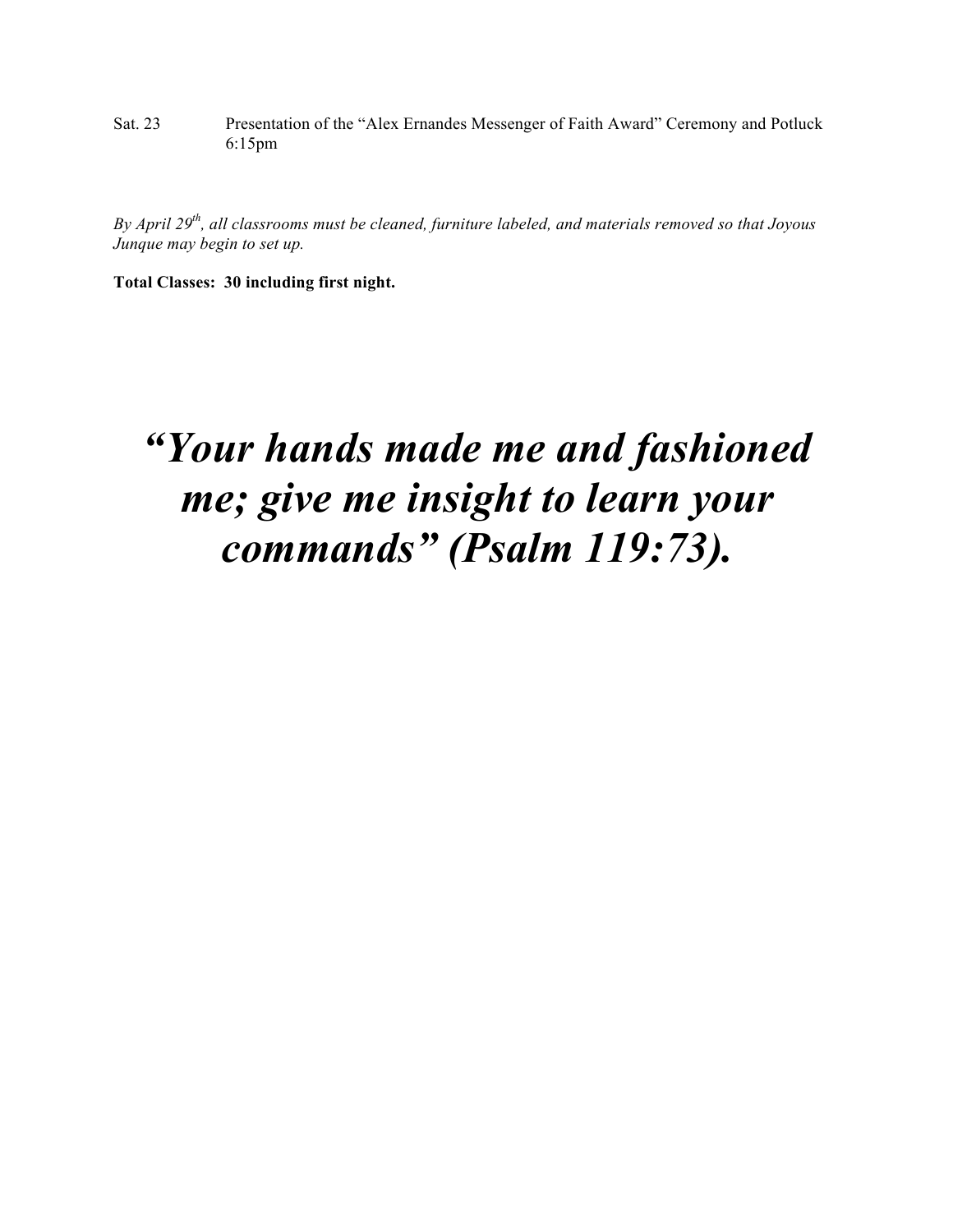Sat. 23 Presentation of the "Alex Ernandes Messenger of Faith Award" Ceremony and Potluck 6:15pm

*By April 29th, all classrooms must be cleaned, furniture labeled, and materials removed so that Joyous Junque may begin to set up.*

**Total Classes: 30 including first night.**

# *"Your hands made me and fashioned me; give me insight to learn your commands" (Psalm 119:73).*